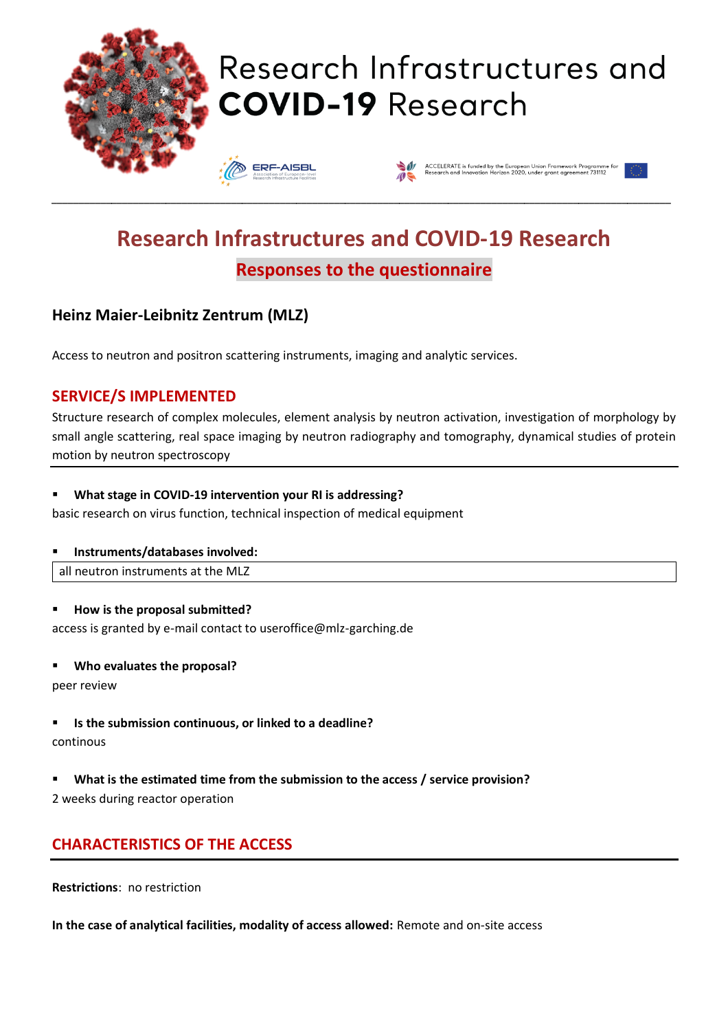# Research Infrastructures and COVID-19 Research

ACCELERATE is funded by the European Union Framework Programme for Research and Innovation Horizon 2020, under grant agreement 731112

## Research Infrastructures and COVID-19 Research

### Responses to the questionnaire

### Heinz Maier-Leibnitz Zentrum (MLZ)

Access to neutron and positron scattering instruments, imaging and analytic services.

## SERVICE/S IMPLEMENTED

Structure research of complex molecules, element analysis by neutron activation, investigation of morphology by small angle scattering, real space imaging by neutron radiography and tomography, dynamical studies of protein motion by neutron spectroscopy

- **What stage in COVID-19 intervention your RI is addressing?**

basic research on virus function, technical inspection of medical equipment

- **Instruments/databases involved:**

all neutron instruments at the MLZ

- **How is the proposal submitted?**

access is granted by e-mail contact to useroffice@mlz-garching.de

- **Who evaluates the proposal?**

peer review

- **Is the submission continuous, or linked to a deadline?**

continous

- **What is the estimated time from the submission to the access / service provision?**

2 weeks during reactor operation

## CHARACTERISTICS OF THE ACCESS

**Restrictions**: no restriction

**In the case of analytical facilities, modality of access allowed:** Remote and on-site access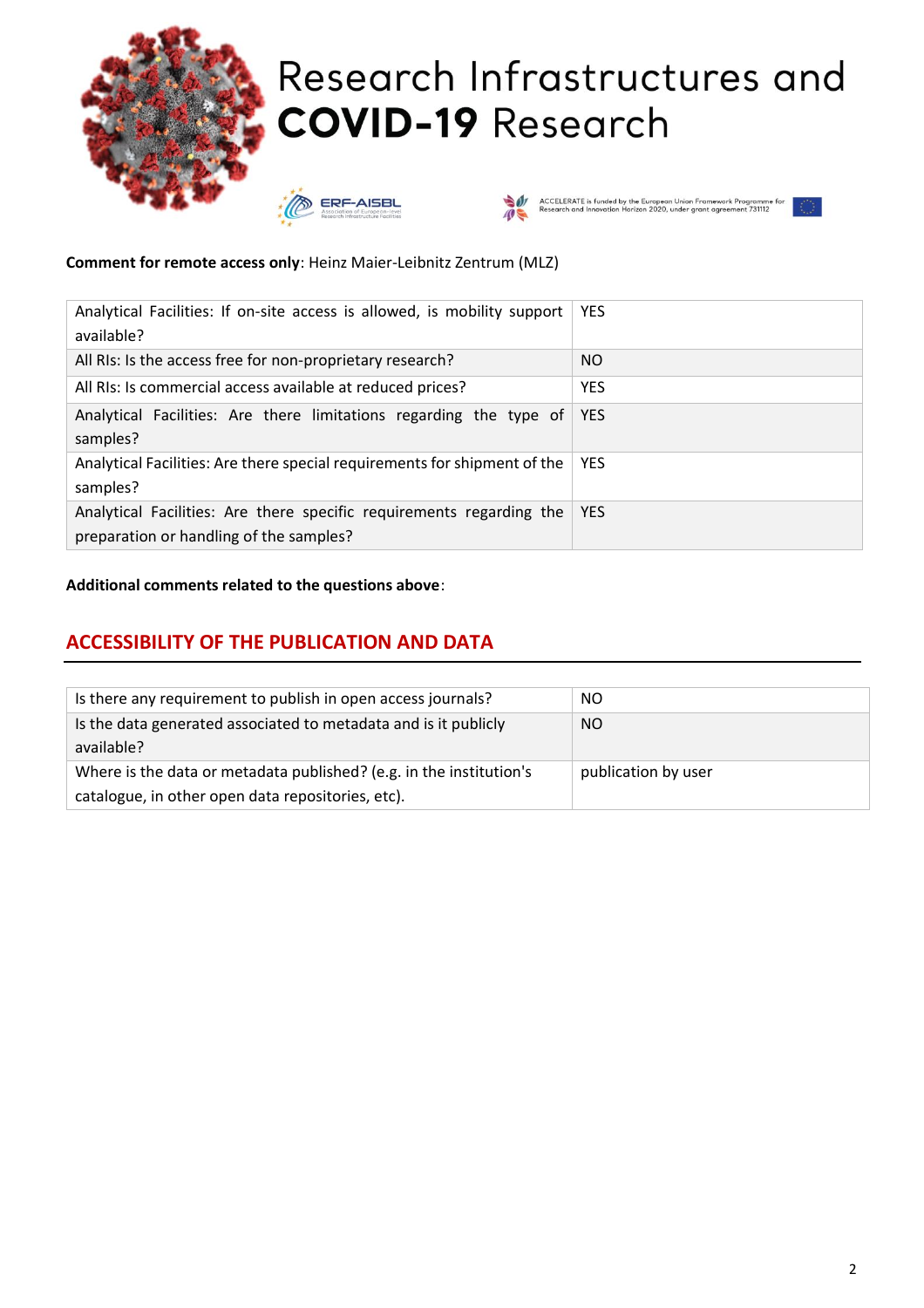**Comment for remote access only**: Heinz Maier-Leibnitz Zentrum (MLZ)

| | |
|---|---|
| Analytical Facilities: If on-site access is allowed, is mobility support available? | YES |
| All RIs: Is the access free for non-proprietary research? | NO |
| All RIs: Is commercial access available at reduced prices? | YES |
| Analytical Facilities: Are there limitations regarding the type of samples? | YES |
| Analytical Facilities: Are there special requirements for shipment of the samples? | YES |
| Analytical Facilities: Are there specific requirements regarding the preparation or handling of the samples? | YES |

**Additional comments related to the questions above**:

## ACCESSIBILITY OF THE PUBLICATION AND DATA

| | |
|---|---|
| Is there any requirement to publish in open access journals? | NO |
| Is the data generated associated to metadata and is it publicly available? | NO |
| Where is the data or metadata published? (e.g. in the institution's catalogue, in other open data repositories, etc). | publication by user |